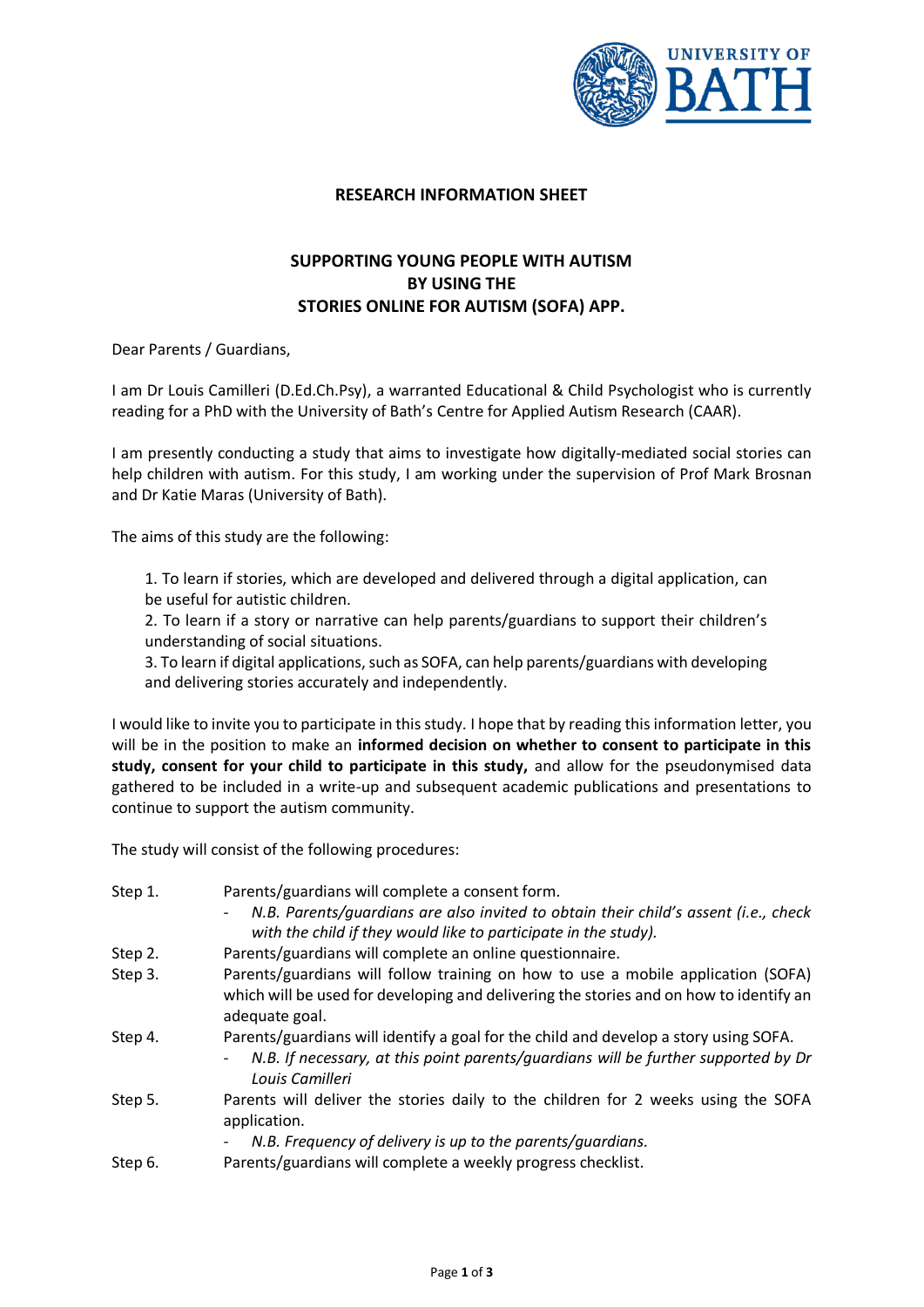# RESEARCH INFORMATION SHEET

## SUPPORTING YOUNG PEOPLE WITH AUTISM BY USING THE STORIES ONLINE FOR AUTISM (SOFA) APP.

Dear Parents / Guardians,

I am Dr Louis Camilleri (D.Ed.Ch.Psy), a warranted Educational & Child Psychologist who is currently reading for a PhD with the University of Bath's Centre for Applied Autism Research (CAAR).

I am presently conducting a study that aims to investigate how digitally-mediated social stories can help children with autism. For this study, I am working under the supervision of Prof Mark Brosnan and Dr Katie Maras (University of Bath).

The aims of this study are the following:

1. To learn if stories, which are developed and delivered through a digital application, can be useful for autistic children.
2. To learn if a story or narrative can help parents/guardians to support their children's understanding of social situations.
3. To learn if digital applications, such as SOFA, can help parents/guardians with developing and delivering stories accurately and independently.

I would like to invite you to participate in this study. I hope that by reading this information letter, you will be in the position to make an **informed decision on whether to consent to participate in this study, consent for your child to participate in this study,** and allow for the pseudonymised data gathered to be included in a write-up and subsequent academic publications and presentations to continue to support the autism community.

The study will consist of the following procedures:

- Step 1. Parents/guardians will complete a consent form.
  - *N.B. Parents/guardians are also invited to obtain their child's assent (i.e., check with the child if they would like to participate in the study).*
- Step 2. Parents/guardians will complete an online questionnaire.
- Step 3. Parents/guardians will follow training on how to use a mobile application (SOFA) which will be used for developing and delivering the stories and on how to identify an adequate goal.
- Step 4. Parents/guardians will identify a goal for the child and develop a story using SOFA.
  - *N.B. If necessary, at this point parents/guardians will be further supported by Dr Louis Camilleri*
- Step 5. Parents will deliver the stories daily to the children for 2 weeks using the SOFA application.
  - *N.B. Frequency of delivery is up to the parents/guardians.*
- Step 6. Parents/guardians will complete a weekly progress checklist.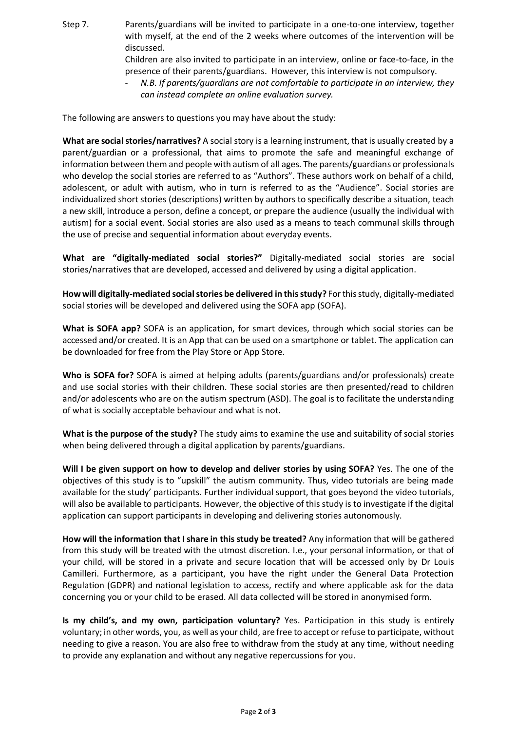Step 7. Parents/guardians will be invited to participate in a one-to-one interview, together with myself, at the end of the 2 weeks where outcomes of the intervention will be discussed.

Children are also invited to participate in an interview, online or face-to-face, in the presence of their parents/guardians. However, this interview is not compulsory.

- *N.B. If parents/guardians are not comfortable to participate in an interview, they can instead complete an online evaluation survey.*

The following are answers to questions you may have about the study:

**What are social stories/narratives?** A social story is a learning instrument, that is usually created by a parent/guardian or a professional, that aims to promote the safe and meaningful exchange of information between them and people with autism of all ages. The parents/guardians or professionals who develop the social stories are referred to as "Authors". These authors work on behalf of a child, adolescent, or adult with autism, who in turn is referred to as the "Audience". Social stories are individualized short stories (descriptions) written by authors to specifically describe a situation, teach a new skill, introduce a person, define a concept, or prepare the audience (usually the individual with autism) for a social event. Social stories are also used as a means to teach communal skills through the use of precise and sequential information about everyday events.

**What are "digitally-mediated social stories?"** Digitally-mediated social stories are social stories/narratives that are developed, accessed and delivered by using a digital application.

**How will digitally-mediated social stories be delivered in this study?** For this study, digitally-mediated social stories will be developed and delivered using the SOFA app (SOFA).

**What is SOFA app?** SOFA is an application, for smart devices, through which social stories can be accessed and/or created. It is an App that can be used on a smartphone or tablet. The application can be downloaded for free from the Play Store or App Store.

**Who is SOFA for?** SOFA is aimed at helping adults (parents/guardians and/or professionals) create and use social stories with their children. These social stories are then presented/read to children and/or adolescents who are on the autism spectrum (ASD). The goal is to facilitate the understanding of what is socially acceptable behaviour and what is not.

**What is the purpose of the study?** The study aims to examine the use and suitability of social stories when being delivered through a digital application by parents/guardians.

**Will I be given support on how to develop and deliver stories by using SOFA?** Yes. The one of the objectives of this study is to "upskill" the autism community. Thus, video tutorials are being made available for the study' participants. Further individual support, that goes beyond the video tutorials, will also be available to participants. However, the objective of this study is to investigate if the digital application can support participants in developing and delivering stories autonomously.

**How will the information that I share in this study be treated?** Any information that will be gathered from this study will be treated with the utmost discretion. I.e., your personal information, or that of your child, will be stored in a private and secure location that will be accessed only by Dr Louis Camilleri. Furthermore, as a participant, you have the right under the General Data Protection Regulation (GDPR) and national legislation to access, rectify and where applicable ask for the data concerning you or your child to be erased. All data collected will be stored in anonymised form.

**Is my child's, and my own, participation voluntary?** Yes. Participation in this study is entirely voluntary; in other words, you, as well as your child, are free to accept or refuse to participate, without needing to give a reason. You are also free to withdraw from the study at any time, without needing to provide any explanation and without any negative repercussions for you.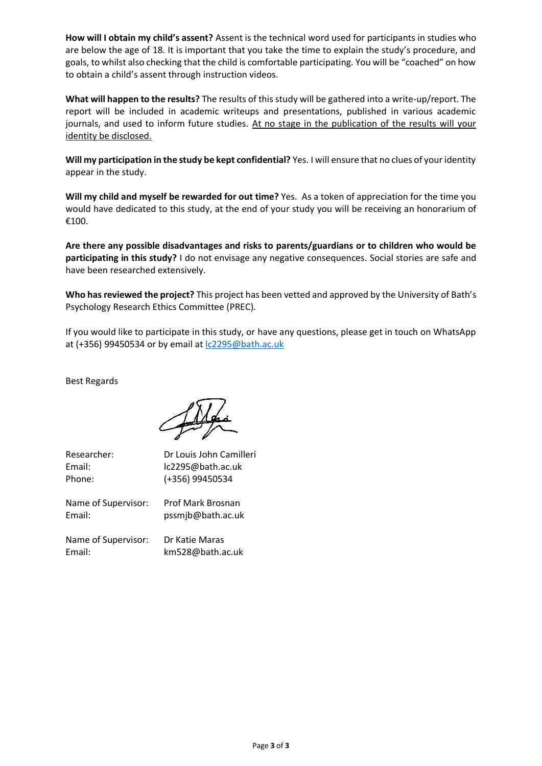**How will I obtain my child's assent?** Assent is the technical word used for participants in studies who are below the age of 18. It is important that you take the time to explain the study's procedure, and goals, to whilst also checking that the child is comfortable participating. You will be "coached" on how to obtain a child's assent through instruction videos.

**What will happen to the results?** The results of this study will be gathered into a write-up/report. The report will be included in academic writeups and presentations, published in various academic journals, and used to inform future studies. <u>At no stage in the publication of the results will your identity be disclosed.</u>

**Will my participation in the study be kept confidential?** Yes. I will ensure that no clues of your identity appear in the study.

**Will my child and myself be rewarded for out time?** Yes. As a token of appreciation for the time you would have dedicated to this study, at the end of your study you will be receiving an honorarium of €100.

**Are there any possible disadvantages and risks to parents/guardians or to children who would be participating in this study?** I do not envisage any negative consequences. Social stories are safe and have been researched extensively.

**Who has reviewed the project?** This project has been vetted and approved by the University of Bath's Psychology Research Ethics Committee (PREC).

If you would like to participate in this study, or have any questions, please get in touch on WhatsApp at (+356) 99450534 or by email at [lc2295@bath.ac.uk](mailto:lc2295@bath.ac.uk)

Best Regards

| | |
|---|---|
| Researcher: | Dr Louis John Camilleri |
| Email: | lc2295@bath.ac.uk |
| Phone: | (+356) 99450534 |
| Name of Supervisor: | Prof Mark Brosnan |
| Email: | pssmjb@bath.ac.uk |
| Name of Supervisor: | Dr Katie Maras |
| Email: | km528@bath.ac.uk |